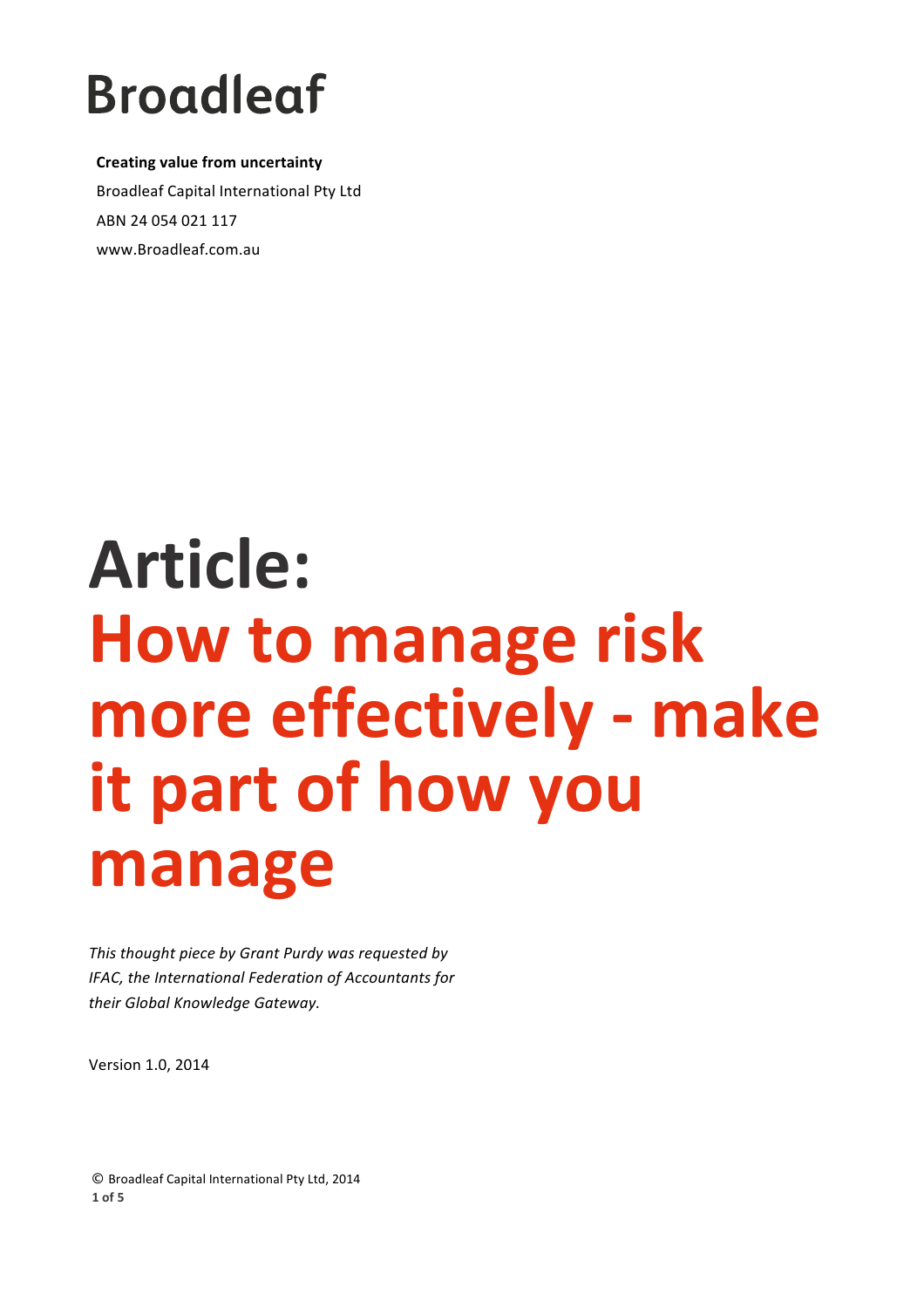# Broadleaf

**Creating value from uncertainty**

Broadleaf Capital International Pty Ltd

ABN 24 054 021 117

www.Broadleaf.com.au

# Article:
# How to manage risk more effectively - make it part of how you manage

*This thought piece by Grant Purdy was requested by IFAC, the International Federation of Accountants for their Global Knowledge Gateway.*

Version 1.0, 2014

© Broadleaf Capital International Pty Ltd, 2014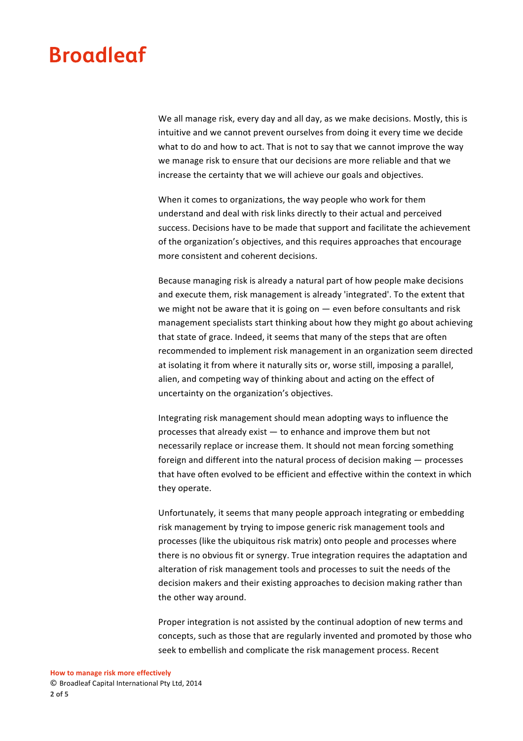We all manage risk, every day and all day, as we make decisions. Mostly, this is intuitive and we cannot prevent ourselves from doing it every time we decide what to do and how to act. That is not to say that we cannot improve the way we manage risk to ensure that our decisions are more reliable and that we increase the certainty that we will achieve our goals and objectives.

When it comes to organizations, the way people who work for them understand and deal with risk links directly to their actual and perceived success. Decisions have to be made that support and facilitate the achievement of the organization’s objectives, and this requires approaches that encourage more consistent and coherent decisions.

Because managing risk is already a natural part of how people make decisions and execute them, risk management is already 'integrated'. To the extent that we might not be aware that it is going on — even before consultants and risk management specialists start thinking about how they might go about achieving that state of grace. Indeed, it seems that many of the steps that are often recommended to implement risk management in an organization seem directed at isolating it from where it naturally sits or, worse still, imposing a parallel, alien, and competing way of thinking about and acting on the effect of uncertainty on the organization’s objectives.

Integrating risk management should mean adopting ways to influence the processes that already exist — to enhance and improve them but not necessarily replace or increase them. It should not mean forcing something foreign and different into the natural process of decision making — processes that have often evolved to be efficient and effective within the context in which they operate.

Unfortunately, it seems that many people approach integrating or embedding risk management by trying to impose generic risk management tools and processes (like the ubiquitous risk matrix) onto people and processes where there is no obvious fit or synergy. True integration requires the adaptation and alteration of risk management tools and processes to suit the needs of the decision makers and their existing approaches to decision making rather than the other way around.

Proper integration is not assisted by the continual adoption of new terms and concepts, such as those that are regularly invented and promoted by those who seek to embellish and complicate the risk management process. Recent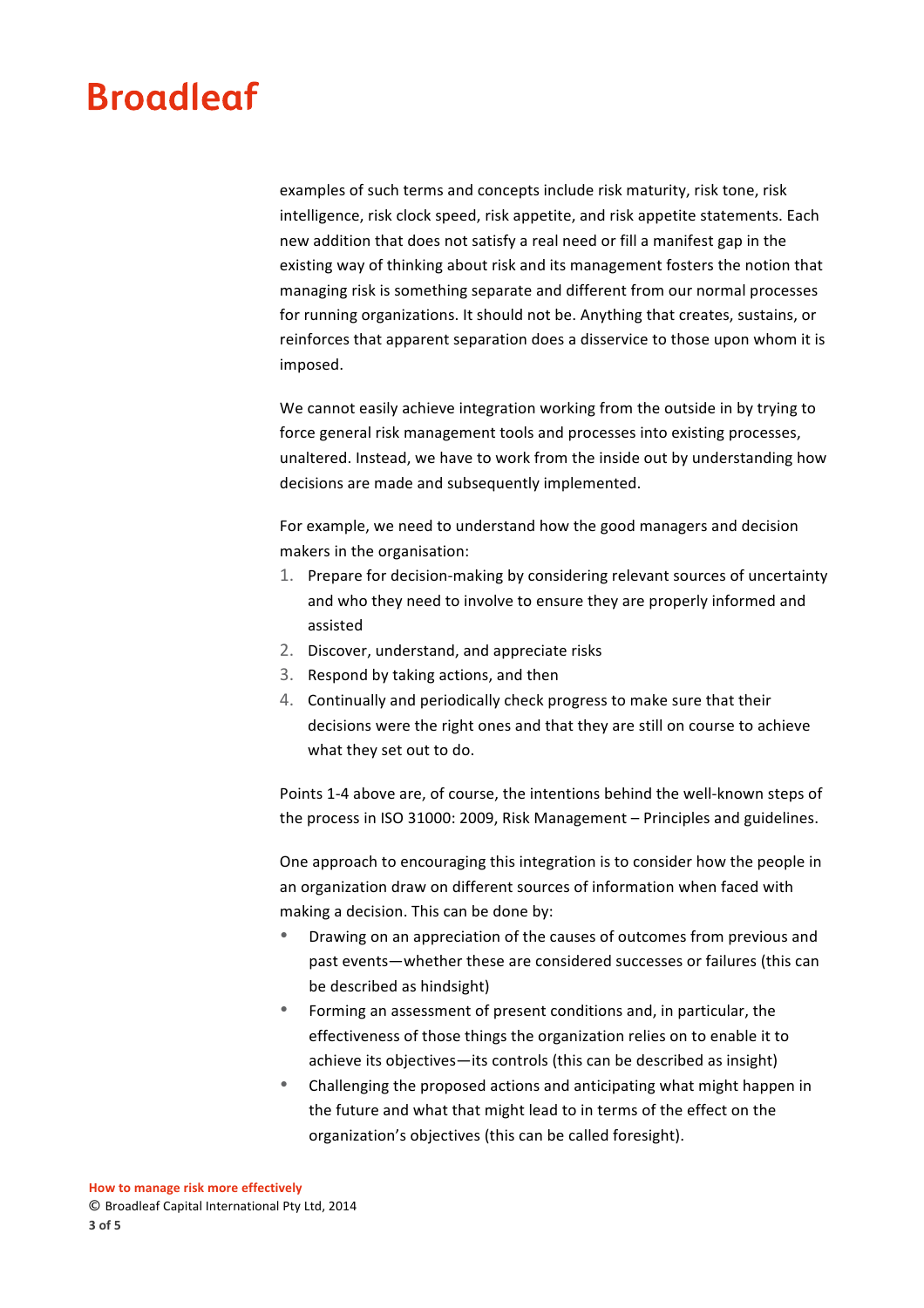examples of such terms and concepts include risk maturity, risk tone, risk intelligence, risk clock speed, risk appetite, and risk appetite statements. Each new addition that does not satisfy a real need or fill a manifest gap in the existing way of thinking about risk and its management fosters the notion that managing risk is something separate and different from our normal processes for running organizations. It should not be. Anything that creates, sustains, or reinforces that apparent separation does a disservice to those upon whom it is imposed.

We cannot easily achieve integration working from the outside in by trying to force general risk management tools and processes into existing processes, unaltered. Instead, we have to work from the inside out by understanding how decisions are made and subsequently implemented.

For example, we need to understand how the good managers and decision makers in the organisation:

1. Prepare for decision-making by considering relevant sources of uncertainty and who they need to involve to ensure they are properly informed and assisted
2. Discover, understand, and appreciate risks
3. Respond by taking actions, and then
4. Continually and periodically check progress to make sure that their decisions were the right ones and that they are still on course to achieve what they set out to do.

Points 1-4 above are, of course, the intentions behind the well-known steps of the process in ISO 31000: 2009, Risk Management – Principles and guidelines.

One approach to encouraging this integration is to consider how the people in an organization draw on different sources of information when faced with making a decision. This can be done by:

- Drawing on an appreciation of the causes of outcomes from previous and past events—whether these are considered successes or failures (this can be described as hindsight)
- Forming an assessment of present conditions and, in particular, the effectiveness of those things the organization relies on to enable it to achieve its objectives—its controls (this can be described as insight)
- Challenging the proposed actions and anticipating what might happen in the future and what that might lead to in terms of the effect on the organization's objectives (this can be called foresight).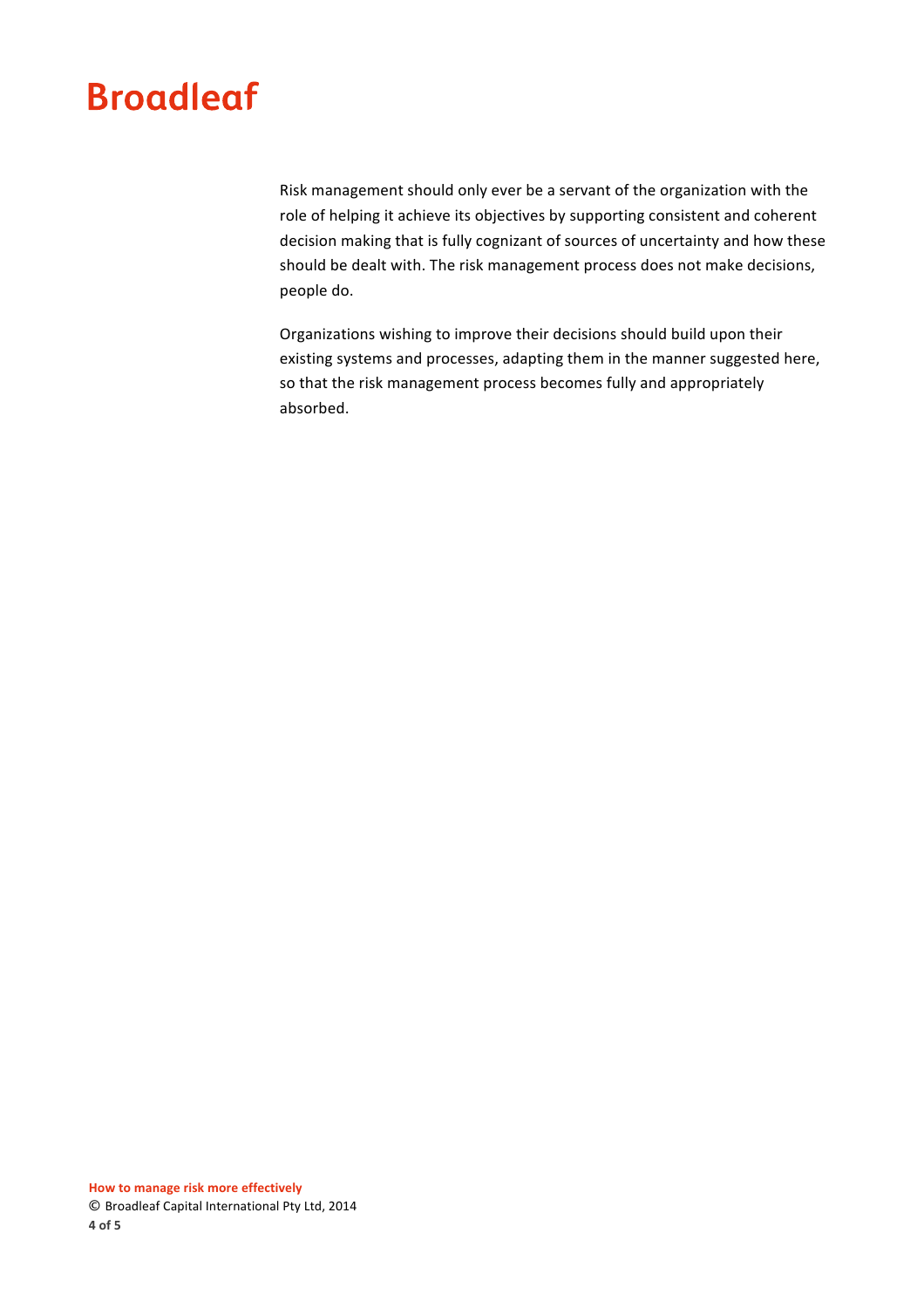Risk management should only ever be a servant of the organization with the role of helping it achieve its objectives by supporting consistent and coherent decision making that is fully cognizant of sources of uncertainty and how these should be dealt with. The risk management process does not make decisions, people do.

Organizations wishing to improve their decisions should build upon their existing systems and processes, adapting them in the manner suggested here, so that the risk management process becomes fully and appropriately absorbed.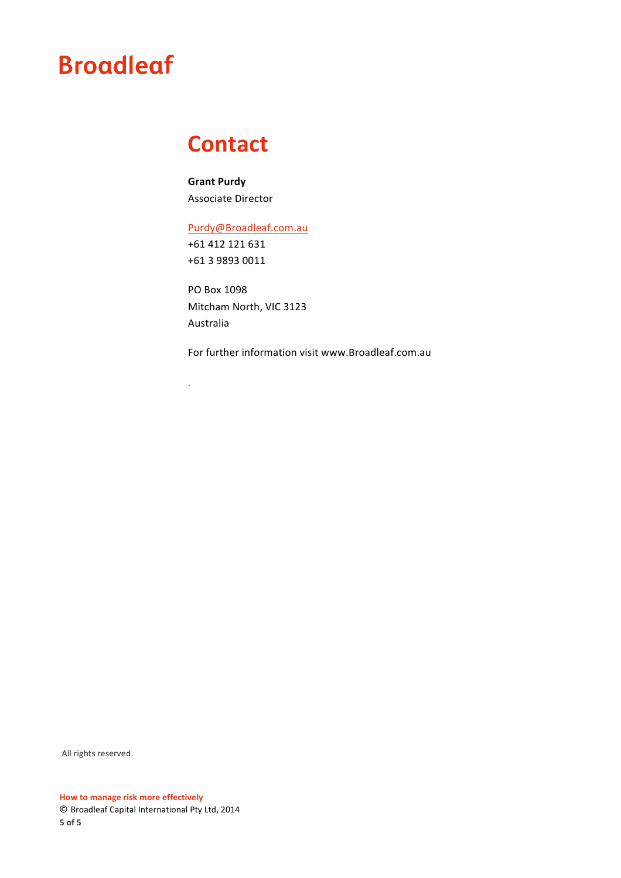Broadleaf

# Contact

**Grant Purdy**
Associate Director

Purdy@Broadleaf.com.au
+61 412 121 631
+61 3 9893 0011

PO Box 1098
Mitcham North, VIC 3123
Australia

For further information visit www.Broadleaf.com.au

All rights reserved.

© Broadleaf Capital International Pty Ltd, 2014